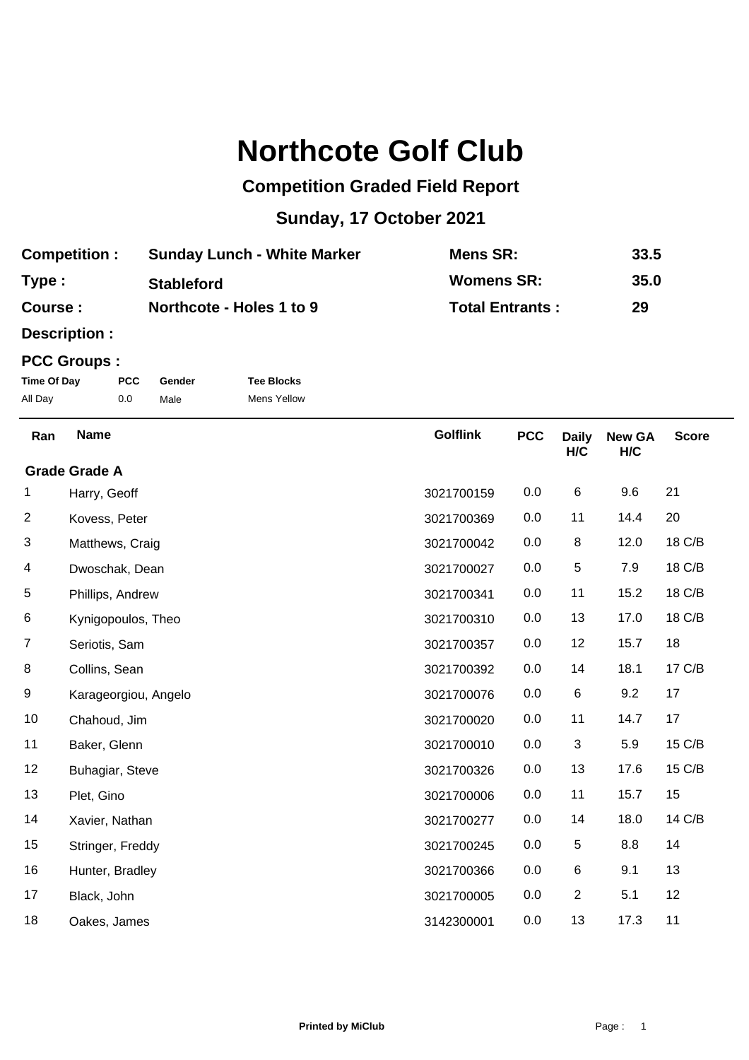# Northcote Golf Club

## Competition Graded Field Report

## Sunday, 17 October 2021

| | | | |
|---|---|---|---|
| **Competition :** | **Sunday Lunch - White Marker** | **Mens SR:** | **33.5** |
| **Type :** | **Stableford** | **Womens SR:** | **35.0** |
| **Course :** | **Northcote - Holes 1 to 9** | **Total Entrants :** | **29** |
| **Description :** | | | |

**PCC Groups :**

| Time Of Day | PCC | Gender | Tee Blocks |
|---|---|---|---|
| All Day | 0.0 | Male | Mens Yellow |

| Ran | Name | Golflink | PCC | Daily H/C | New GA H/C | Score |
|---|---|---|---|---|---|---|
| **Grade Grade A** | | | | | | |
| 1 | Harry, Geoff | 3021700159 | 0.0 | 6 | 9.6 | 21 |
| 2 | Kovess, Peter | 3021700369 | 0.0 | 11 | 14.4 | 20 |
| 3 | Matthews, Craig | 3021700042 | 0.0 | 8 | 12.0 | 18 C/B |
| 4 | Dwoschak, Dean | 3021700027 | 0.0 | 5 | 7.9 | 18 C/B |
| 5 | Phillips, Andrew | 3021700341 | 0.0 | 11 | 15.2 | 18 C/B |
| 6 | Kynigopoulos, Theo | 3021700310 | 0.0 | 13 | 17.0 | 18 C/B |
| 7 | Seriotis, Sam | 3021700357 | 0.0 | 12 | 15.7 | 18 |
| 8 | Collins, Sean | 3021700392 | 0.0 | 14 | 18.1 | 17 C/B |
| 9 | Karageorgiou, Angelo | 3021700076 | 0.0 | 6 | 9.2 | 17 |
| 10 | Chahoud, Jim | 3021700020 | 0.0 | 11 | 14.7 | 17 |
| 11 | Baker, Glenn | 3021700010 | 0.0 | 3 | 5.9 | 15 C/B |
| 12 | Buhagiar, Steve | 3021700326 | 0.0 | 13 | 17.6 | 15 C/B |
| 13 | Plet, Gino | 3021700006 | 0.0 | 11 | 15.7 | 15 |
| 14 | Xavier, Nathan | 3021700277 | 0.0 | 14 | 18.0 | 14 C/B |
| 15 | Stringer, Freddy | 3021700245 | 0.0 | 5 | 8.8 | 14 |
| 16 | Hunter, Bradley | 3021700366 | 0.0 | 6 | 9.1 | 13 |
| 17 | Black, John | 3021700005 | 0.0 | 2 | 5.1 | 12 |
| 18 | Oakes, James | 3142300001 | 0.0 | 13 | 17.3 | 11 |

**Printed by MiClub**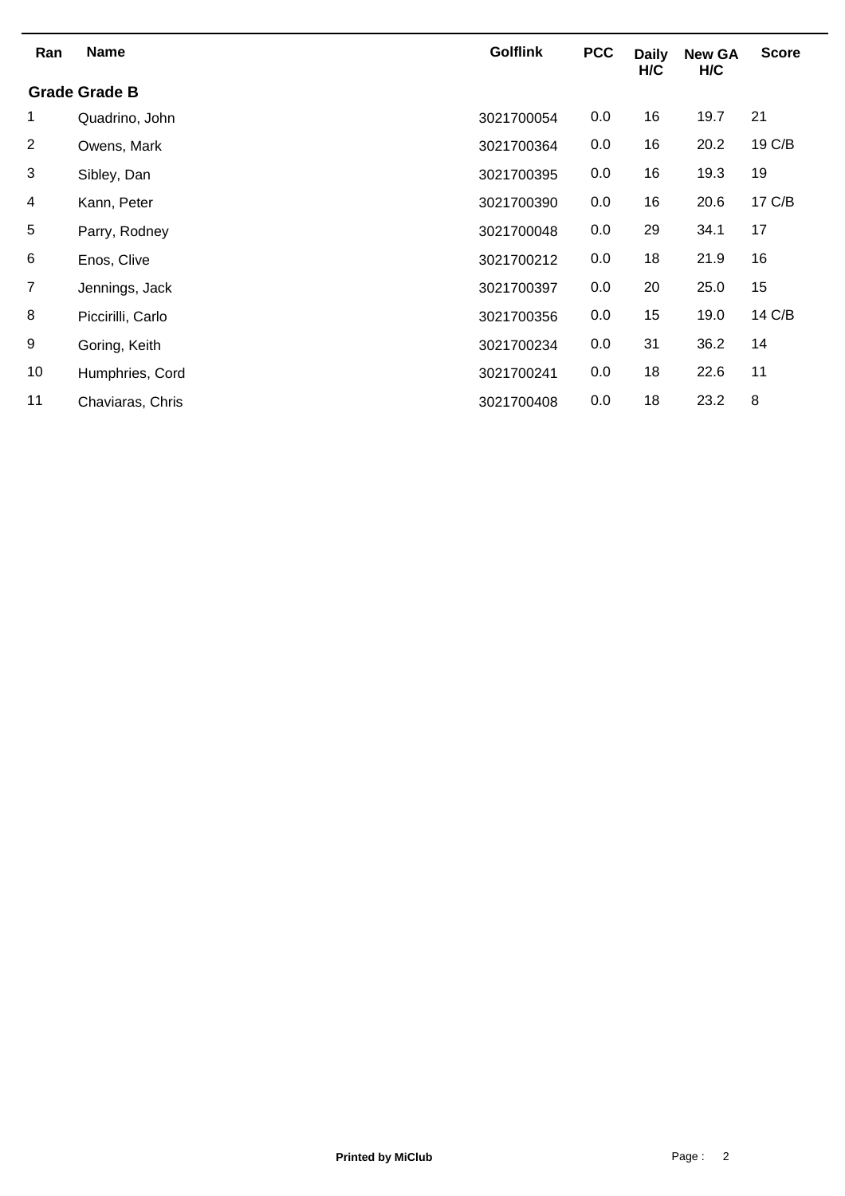| Ran | Name | Golflink | PCC | Daily H/C | New GA H/C | Score |
|---|---|---|---|---|---|---|
| **Grade Grade B** | | | | | | |
| 1 | Quadrino, John | 3021700054 | 0.0 | 16 | 19.7 | 21 |
| 2 | Owens, Mark | 3021700364 | 0.0 | 16 | 20.2 | 19 C/B |
| 3 | Sibley, Dan | 3021700395 | 0.0 | 16 | 19.3 | 19 |
| 4 | Kann, Peter | 3021700390 | 0.0 | 16 | 20.6 | 17 C/B |
| 5 | Parry, Rodney | 3021700048 | 0.0 | 29 | 34.1 | 17 |
| 6 | Enos, Clive | 3021700212 | 0.0 | 18 | 21.9 | 16 |
| 7 | Jennings, Jack | 3021700397 | 0.0 | 20 | 25.0 | 15 |
| 8 | Piccirilli, Carlo | 3021700356 | 0.0 | 15 | 19.0 | 14 C/B |
| 9 | Goring, Keith | 3021700234 | 0.0 | 31 | 36.2 | 14 |
| 10 | Humphries, Cord | 3021700241 | 0.0 | 18 | 22.6 | 11 |
| 11 | Chaviaras, Chris | 3021700408 | 0.0 | 18 | 23.2 | 8 |

**Printed by MiClub**